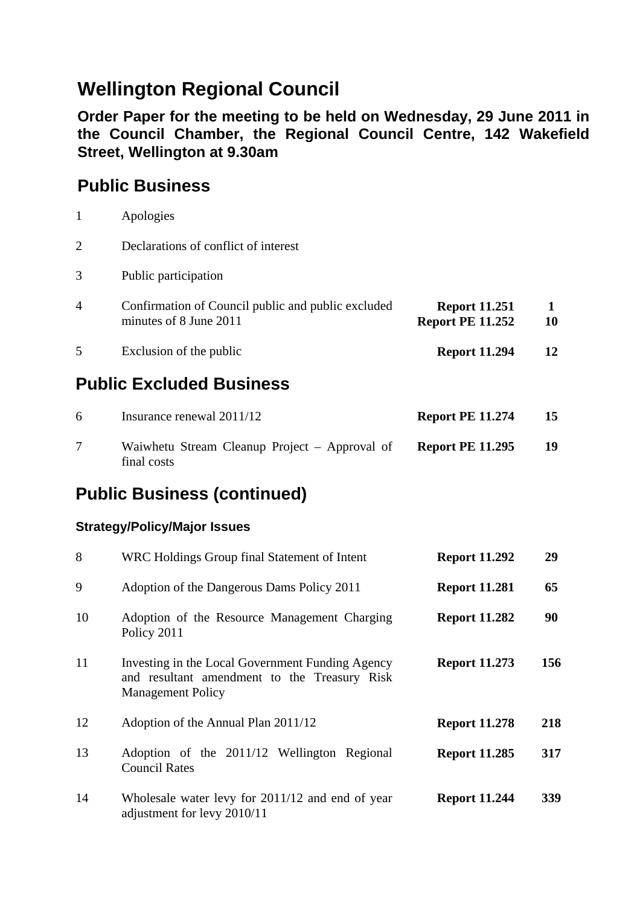# Wellington Regional Council

**Order Paper for the meeting to be held on Wednesday, 29 June 2011 in the Council Chamber, the Regional Council Centre, 142 Wakefield Street, Wellington at 9.30am**

## Public Business

| | | | |
|---|---|---|---|
| 1 | Apologies | | |
| 2 | Declarations of conflict of interest | | |
| 3 | Public participation | | |
| 4 | Confirmation of Council public and public excluded minutes of 8 June 2011 | **Report 11.251**<br>**Report PE 11.252** | **1**<br>**10** |
| 5 | Exclusion of the public | **Report 11.294** | **12** |

## Public Excluded Business

| | | | |
|---|---|---|---|
| 6 | Insurance renewal 2011/12 | **Report PE 11.274** | **15** |
| 7 | Waiwhetu Stream Cleanup Project – Approval of final costs | **Report PE 11.295** | **19** |

## Public Business (continued)

### Strategy/Policy/Major Issues

| | | | |
|---|---|---|---|
| 8 | WRC Holdings Group final Statement of Intent | **Report 11.292** | **29** |
| 9 | Adoption of the Dangerous Dams Policy 2011 | **Report 11.281** | **65** |
| 10 | Adoption of the Resource Management Charging Policy 2011 | **Report 11.282** | **90** |
| 11 | Investing in the Local Government Funding Agency and resultant amendment to the Treasury Risk Management Policy | **Report 11.273** | **156** |
| 12 | Adoption of the Annual Plan 2011/12 | **Report 11.278** | **218** |
| 13 | Adoption of the 2011/12 Wellington Regional Council Rates | **Report 11.285** | **317** |
| 14 | Wholesale water levy for 2011/12 and end of year adjustment for levy 2010/11 | **Report 11.244** | **339** |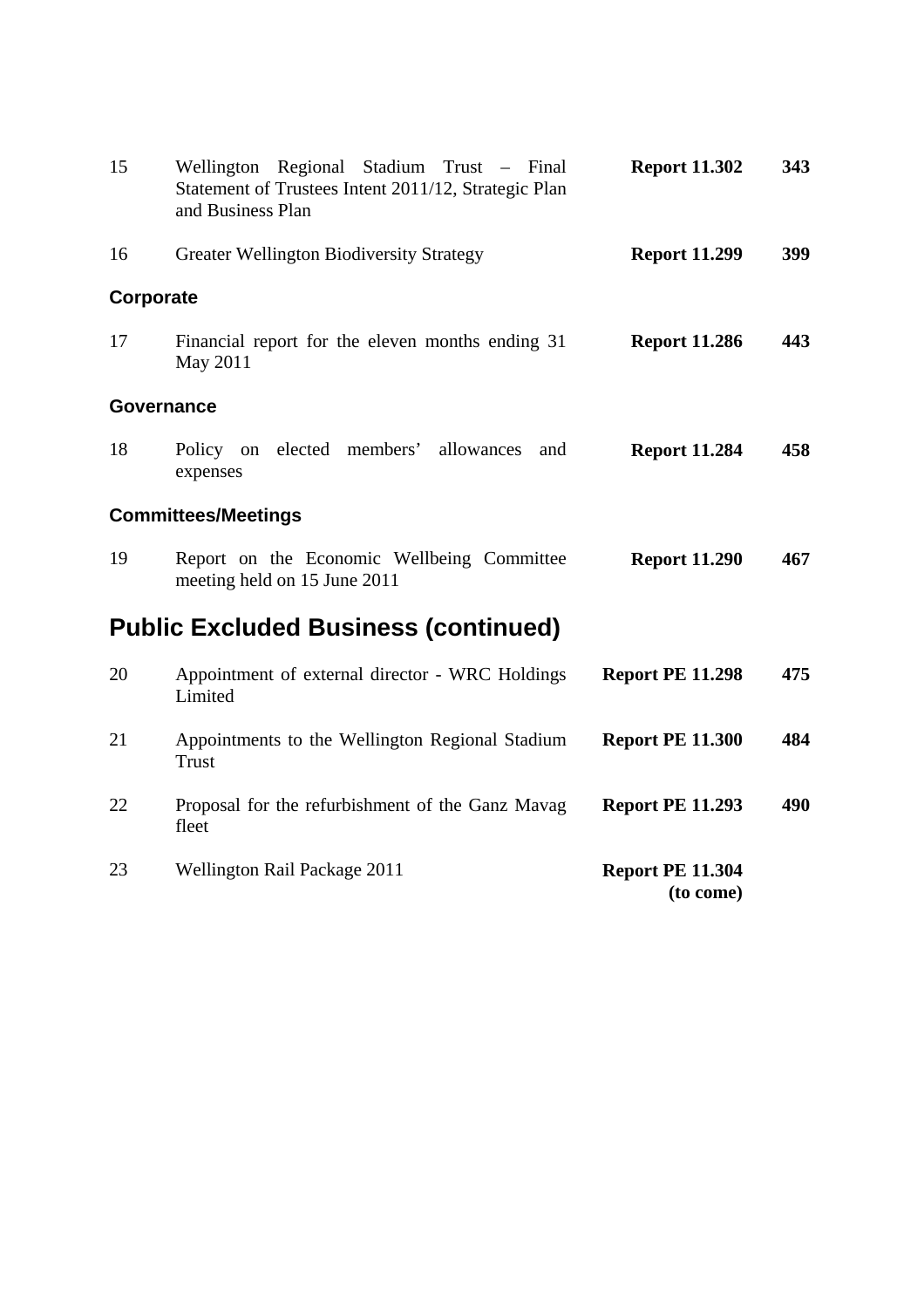| | | | |
|---|---|---|---|
| 15 | Wellington Regional Stadium Trust – Final Statement of Trustees Intent 2011/12, Strategic Plan and Business Plan | **Report 11.302** | **343** |
| 16 | Greater Wellington Biodiversity Strategy | **Report 11.299** | **399** |

### Corporate

| | | | |
|---|---|---|---|
| 17 | Financial report for the eleven months ending 31 May 2011 | **Report 11.286** | **443** |

### Governance

| | | | |
|---|---|---|---|
| 18 | Policy on elected members' allowances and expenses | **Report 11.284** | **458** |

### Committees/Meetings

| | | | |
|---|---|---|---|
| 19 | Report on the Economic Wellbeing Committee meeting held on 15 June 2011 | **Report 11.290** | **467** |

## Public Excluded Business (continued)

| | | | |
|---|---|---|---|
| 20 | Appointment of external director - WRC Holdings Limited | **Report PE 11.298** | **475** |
| 21 | Appointments to the Wellington Regional Stadium Trust | **Report PE 11.300** | **484** |
| 22 | Proposal for the refurbishment of the Ganz Mavag fleet | **Report PE 11.293** | **490** |
| 23 | Wellington Rail Package 2011 | **Report PE 11.304 (to come)** | |